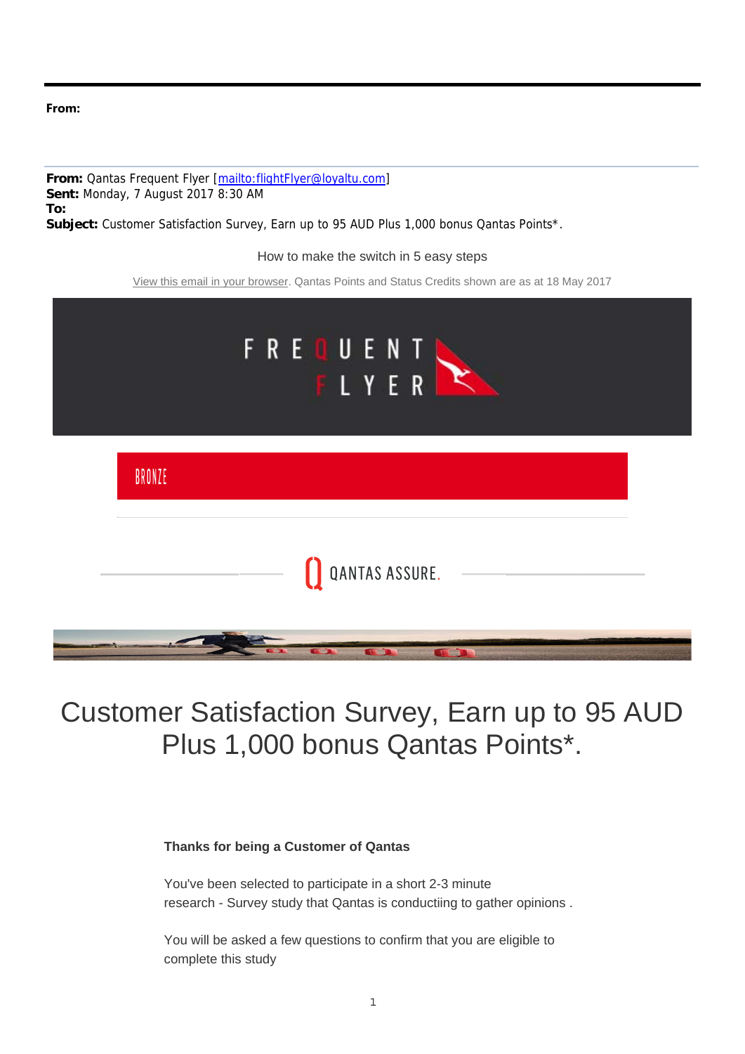**From:**

**From:** Qantas Frequent Flyer [mailto:flightFlyer@loyaltu.com]
**Sent:** Monday, 7 August 2017 8:30 AM
**To:**
**Subject:** Customer Satisfaction Survey, Earn up to 95 AUD Plus 1,000 bonus Qantas Points*.

How to make the switch in 5 easy steps

View this email in your browser. Qantas Points and Status Credits shown are as at 18 May 2017

FREQUENT FLYER

BRONZE

QANTAS ASSURE.

# Customer Satisfaction Survey, Earn up to 95 AUD Plus 1,000 bonus Qantas Points*.

**Thanks for being a Customer of Qantas**

You've been selected to participate in a short 2-3 minute research - Survey study that Qantas is conductiing to gather opinions .

You will be asked a few questions to confirm that you are eligible to complete this study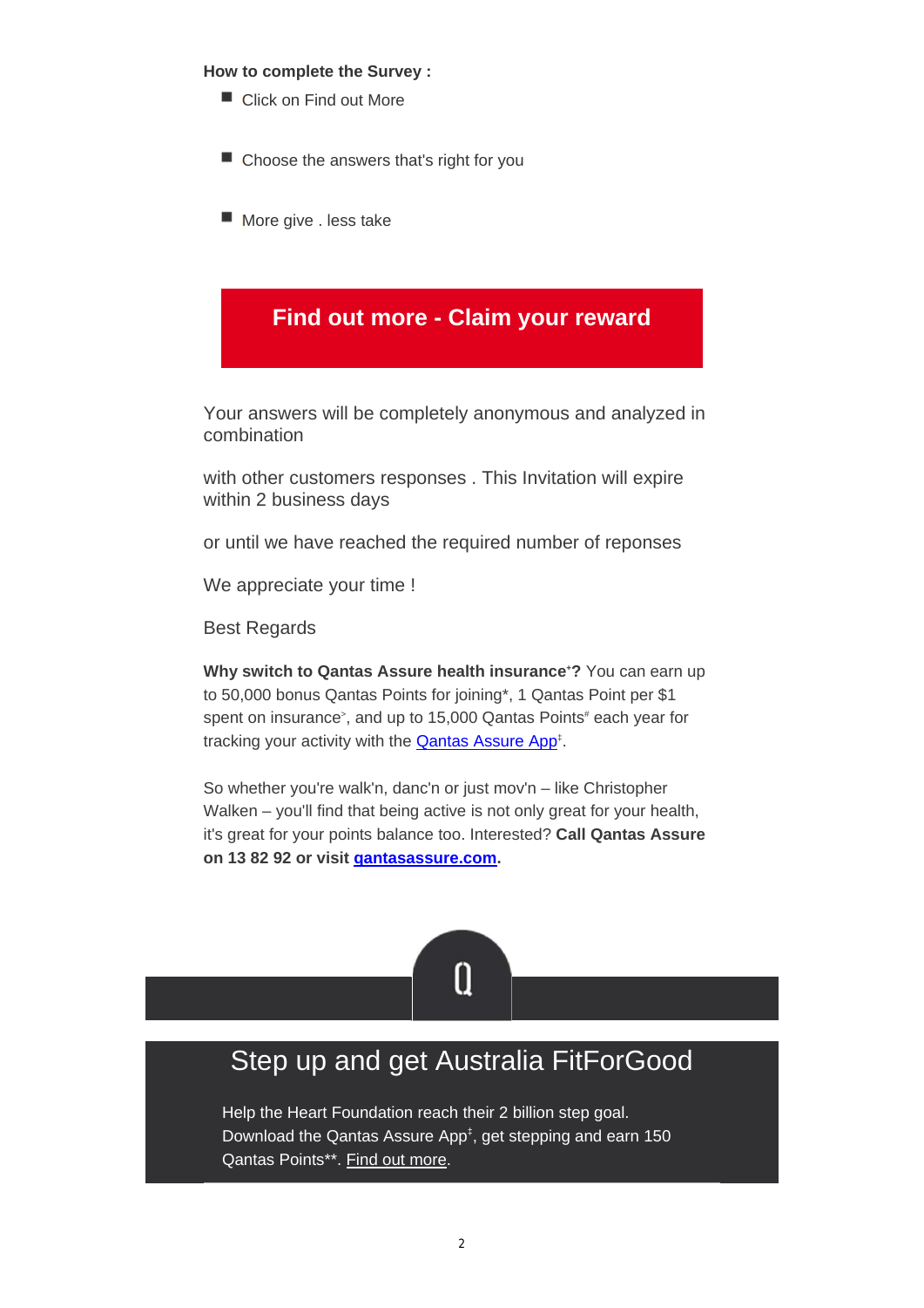**How to complete the Survey :**

- Click on Find out More
- Choose the answers that's right for you
- More give . less take

**Find out more - Claim your reward**

Your answers will be completely anonymous and analyzed in combination

with other customers responses . This Invitation will expire within 2 business days

or until we have reached the required number of reponses

We appreciate your time !

Best Regards

**Why switch to Qantas Assure health insurance+?** You can earn up to 50,000 bonus Qantas Points for joining*, 1 Qantas Point per $1 spent on insurance>, and up to 15,000 Qantas Points# each year for tracking your activity with the Qantas Assure App‡.

So whether you're walk'n, danc'n or just mov'n – like Christopher Walken – you'll find that being active is not only great for your health, it's great for your points balance too. Interested? **Call Qantas Assure on 13 82 92 or visit qantasassure.com.**

## Step up and get Australia FitForGood

Help the Heart Foundation reach their 2 billion step goal. Download the Qantas Assure App‡, get stepping and earn 150 Qantas Points**. Find out more.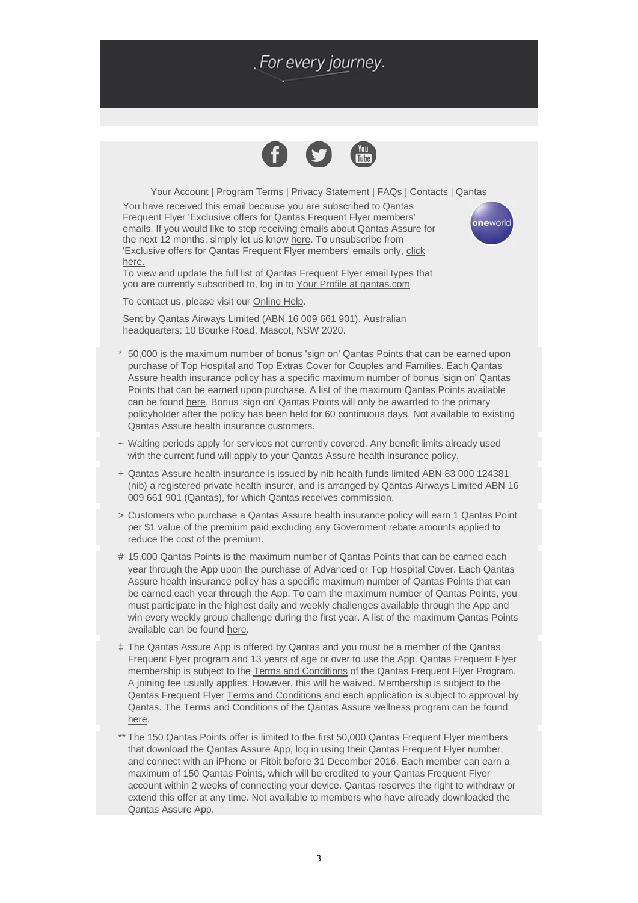For every journey.

Your Account | Program Terms | Privacy Statement | FAQs | Contacts | Qantas

You have received this email because you are subscribed to Qantas Frequent Flyer 'Exclusive offers for Qantas Frequent Flyer members' emails. If you would like to stop receiving emails about Qantas Assure for the next 12 months, simply let us know here. To unsubscribe from 'Exclusive offers for Qantas Frequent Flyer members' emails only, click here.

To view and update the full list of Qantas Frequent Flyer email types that you are currently subscribed to, log in to Your Profile at qantas.com

To contact us, please visit our Online Help.

Sent by Qantas Airways Limited (ABN 16 009 661 901). Australian headquarters: 10 Bourke Road, Mascot, NSW 2020.

oneworld

\* 50,000 is the maximum number of bonus 'sign on' Qantas Points that can be earned upon purchase of Top Hospital and Top Extras Cover for Couples and Families. Each Qantas Assure health insurance policy has a specific maximum number of bonus 'sign on' Qantas Points that can be earned upon purchase. A list of the maximum Qantas Points available can be found here. Bonus 'sign on' Qantas Points will only be awarded to the primary policyholder after the policy has been held for 60 continuous days. Not available to existing Qantas Assure health insurance customers.

~ Waiting periods apply for services not currently covered. Any benefit limits already used with the current fund will apply to your Qantas Assure health insurance policy.

\+ Qantas Assure health insurance is issued by nib health funds limited ABN 83 000 124381 (nib) a registered private health insurer, and is arranged by Qantas Airways Limited ABN 16 009 661 901 (Qantas), for which Qantas receives commission.

\> Customers who purchase a Qantas Assure health insurance policy will earn 1 Qantas Point per $1 value of the premium paid excluding any Government rebate amounts applied to reduce the cost of the premium.

\# 15,000 Qantas Points is the maximum number of Qantas Points that can be earned each year through the App upon the purchase of Advanced or Top Hospital Cover. Each Qantas Assure health insurance policy has a specific maximum number of Qantas Points that can be earned each year through the App. To earn the maximum number of Qantas Points, you must participate in the highest daily and weekly challenges available through the App and win every weekly group challenge during the first year. A list of the maximum Qantas Points available can be found here.

‡ The Qantas Assure App is offered by Qantas and you must be a member of the Qantas Frequent Flyer program and 13 years of age or over to use the App. Qantas Frequent Flyer membership is subject to the Terms and Conditions of the Qantas Frequent Flyer Program. A joining fee usually applies. However, this will be waived. Membership is subject to the Qantas Frequent Flyer Terms and Conditions and each application is subject to approval by Qantas. The Terms and Conditions of the Qantas Assure wellness program can be found here.

\*\* The 150 Qantas Points offer is limited to the first 50,000 Qantas Frequent Flyer members that download the Qantas Assure App, log in using their Qantas Frequent Flyer number, and connect with an iPhone or Fitbit before 31 December 2016. Each member can earn a maximum of 150 Qantas Points, which will be credited to your Qantas Frequent Flyer account within 2 weeks of connecting your device. Qantas reserves the right to withdraw or extend this offer at any time. Not available to members who have already downloaded the Qantas Assure App.